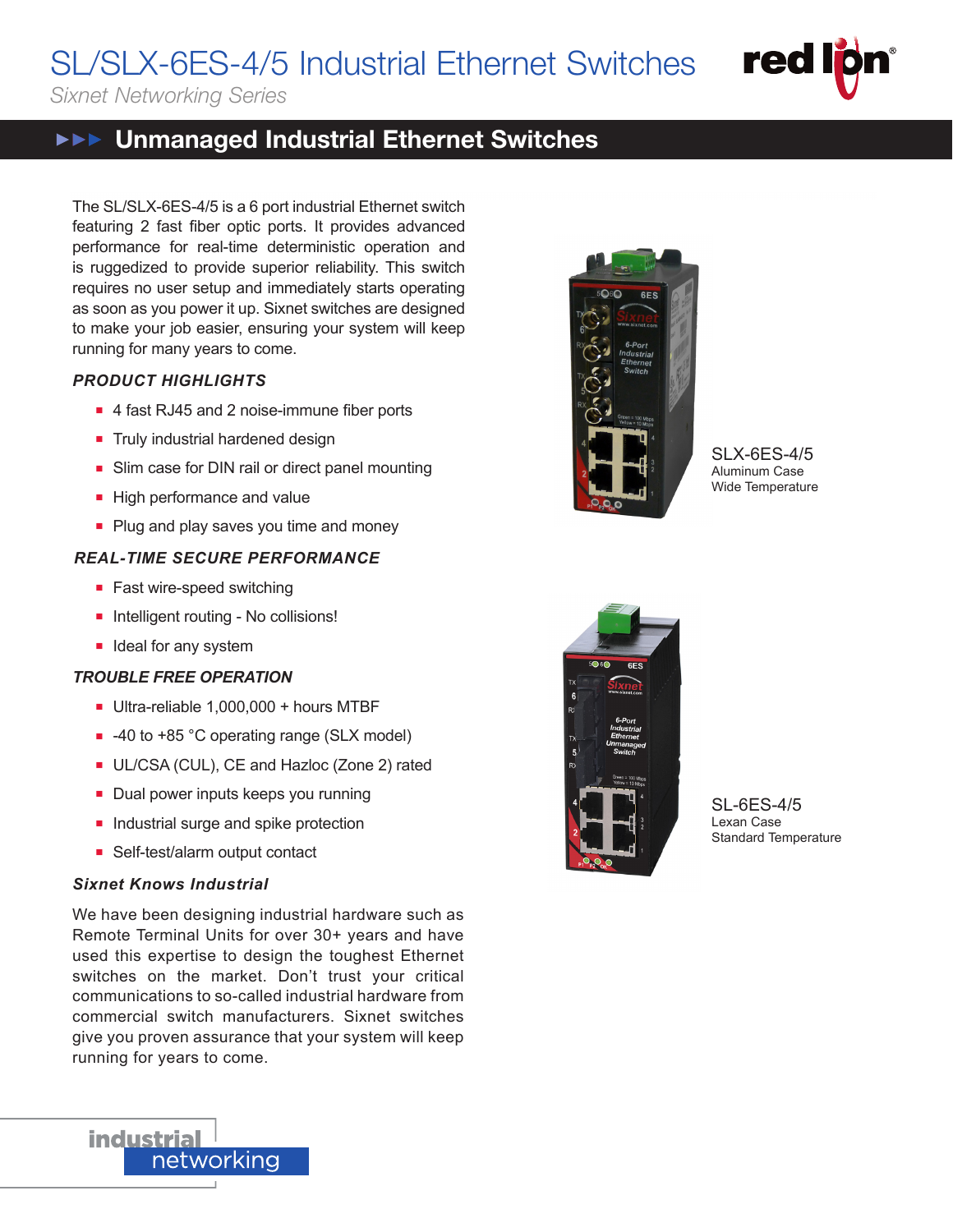# SL/SLX-6ES-4/5 Industrial Ethernet Switches

*Sixnet Networking Series*

## Unmanaged Industrial Ethernet Switches

The SL/SLX-6ES-4/5 is a 6 port industrial Ethernet switch featuring 2 fast fiber optic ports. It provides advanced performance for real-time deterministic operation and is ruggedized to provide superior reliability. This switch requires no user setup and immediately starts operating as soon as you power it up. Sixnet switches are designed to make your job easier, ensuring your system will keep running for many years to come.

### *PRODUCT HIGHLIGHTS*

- 4 fast RJ45 and 2 noise-immune fiber ports
- Truly industrial hardened design
- Slim case for DIN rail or direct panel mounting
- High performance and value
- Plug and play saves you time and money

### *REAL-TIME SECURE PERFORMANCE*

- Fast wire-speed switching
- Intelligent routing - No collisions!
- Ideal for any system

### *TROUBLE FREE OPERATION*

- Ultra-reliable 1,000,000 + hours MTBF
- -40 to +85 °C operating range (SLX model)
- UL/CSA (CUL), CE and Hazloc (Zone 2) rated
- Dual power inputs keeps you running
- Industrial surge and spike protection
- Self-test/alarm output contact

### *Sixnet Knows Industrial*

We have been designing industrial hardware such as Remote Terminal Units for over 30+ years and have used this expertise to design the toughest Ethernet switches on the market. Don't trust your critical communications to so-called industrial hardware from commercial switch manufacturers. Sixnet switches give you proven assurance that your system will keep running for years to come.

SLX-6ES-4/5
Aluminum Case
Wide Temperature

SL-6ES-4/5
Lexan Case
Standard Temperature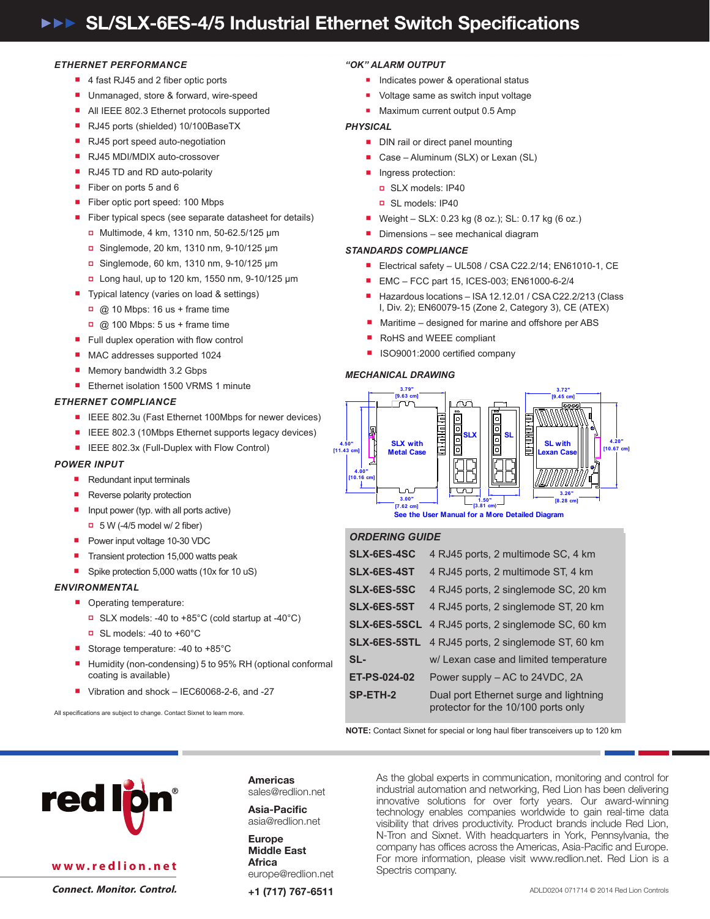# SL/SLX-6ES-4/5 Industrial Ethernet Switch Specifications

### ETHERNET PERFORMANCE

- 4 fast RJ45 and 2 fiber optic ports
- Unmanaged, store & forward, wire-speed
- All IEEE 802.3 Ethernet protocols supported
- RJ45 ports (shielded) 10/100BaseTX
- RJ45 port speed auto-negotiation
- RJ45 MDI/MDIX auto-crossover
- RJ45 TD and RD auto-polarity
- Fiber on ports 5 and 6
- Fiber optic port speed: 100 Mbps
- Fiber typical specs (see separate datasheet for details)
  - Multimode, 4 km, 1310 nm, 50-62.5/125 µm
  - Singlemode, 20 km, 1310 nm, 9-10/125 µm
  - Singlemode, 60 km, 1310 nm, 9-10/125 µm
  - Long haul, up to 120 km, 1550 nm, 9-10/125 µm
- Typical latency (varies on load & settings)
  - @ 10 Mbps: 16 us + frame time
  - @ 100 Mbps: 5 us + frame time
- Full duplex operation with flow control
- MAC addresses supported 1024
- Memory bandwidth 3.2 Gbps
- Ethernet isolation 1500 VRMS 1 minute

### ETHERNET COMPLIANCE

- IEEE 802.3u (Fast Ethernet 100Mbps for newer devices)
- IEEE 802.3 (10Mbps Ethernet supports legacy devices)
- IEEE 802.3x (Full-Duplex with Flow Control)

### POWER INPUT

- Redundant input terminals
- Reverse polarity protection
- Input power (typ. with all ports active)
  - 5 W (-4/5 model w/ 2 fiber)
- Power input voltage 10-30 VDC
- Transient protection 15,000 watts peak
- Spike protection 5,000 watts (10x for 10 uS)

### ENVIRONMENTAL

- Operating temperature:
  - SLX models: -40 to +85°C (cold startup at -40°C)
  - SL models: -40 to +60°C
- Storage temperature: -40 to +85°C
- Humidity (non-condensing) 5 to 95% RH (optional conformal coating is available)
- Vibration and shock – IEC60068-2-6, and -27

All specifications are subject to change. Contact Sixnet to learn more.

### "OK" ALARM OUTPUT

- Indicates power & operational status
- Voltage same as switch input voltage
- Maximum current output 0.5 Amp

### PHYSICAL

- DIN rail or direct panel mounting
- Case – Aluminum (SLX) or Lexan (SL)
- Ingress protection:
  - SLX models: IP40
  - SL models: IP40
- Weight – SLX: 0.23 kg (8 oz.); SL: 0.17 kg (6 oz.)
- Dimensions – see mechanical diagram

### STANDARDS COMPLIANCE

- Electrical safety – UL508 / CSA C22.2/14; EN61010-1, CE
- EMC – FCC part 15, ICES-003; EN61000-6-2/4
- Hazardous locations – ISA 12.12.01 / CSA C22.2/213 (Class I, Div. 2); EN60079-15 (Zone 2, Category 3), CE (ATEX)
- Maritime – designed for marine and offshore per ABS
- RoHS and WEEE compliant
- ISO9001:2000 certified company

### MECHANICAL DRAWING

3.79" [9.63 cm]
4.50" [11.43 cm]
4.00" [10.16 cm]
3.00" [7.62 cm]
SLX with Metal Case
SLX
SL
1.50" [3.81 cm]
3.72" [9.45 cm]
SL with Lexan Case
4.20" [10.67 cm]
3.26" [8.28 cm]

See the User Manual for a More Detailed Diagram

### ORDERING GUIDE

| | |
|---|---|
| **SLX-6ES-4SC** | 4 RJ45 ports, 2 multimode SC, 4 km |
| **SLX-6ES-4ST** | 4 RJ45 ports, 2 multimode ST, 4 km |
| **SLX-6ES-5SC** | 4 RJ45 ports, 2 singlemode SC, 20 km |
| **SLX-6ES-5ST** | 4 RJ45 ports, 2 singlemode ST, 20 km |
| **SLX-6ES-5SCL** | 4 RJ45 ports, 2 singlemode SC, 60 km |
| **SLX-6ES-5STL** | 4 RJ45 ports, 2 singlemode ST, 60 km |
| **SL-** | w/ Lexan case and limited temperature |
| **ET-PS-024-02** | Power supply – AC to 24VDC, 2A |
| **SP-ETH-2** | Dual port Ethernet surge and lightning protector for the 10/100 ports only |

**NOTE:** Contact Sixnet for special or long haul fiber transceivers up to 120 km

red lion®

www.redlion.net

*Connect. Monitor. Control.*

**Americas**
sales@redlion.net

**Asia-Pacific**
asia@redlion.net

**Europe Middle East Africa**
europe@redlion.net

**+1 (717) 767-6511**

As the global experts in communication, monitoring and control for industrial automation and networking, Red Lion has been delivering innovative solutions for over forty years. Our award-winning technology enables companies worldwide to gain real-time data visibility that drives productivity. Product brands include Red Lion, N-Tron and Sixnet. With headquarters in York, Pennsylvania, the company has offices across the Americas, Asia-Pacific and Europe. For more information, please visit www.redlion.net. Red Lion is a Spectris company.

ADLD0204 071714 © 2014 Red Lion Controls